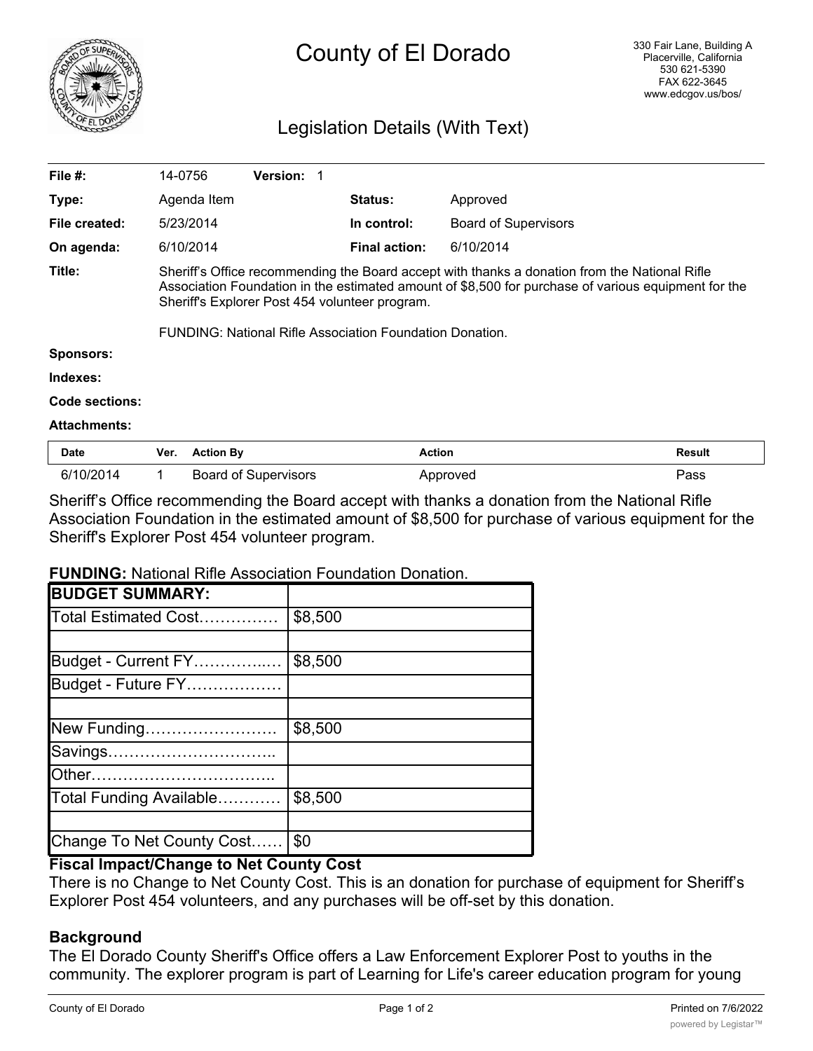# County of El Dorado

330 Fair Lane, Building A
Placerville, California
530 621-5390
FAX 622-3645
www.edcgov.us/bos/

## Legislation Details (With Text)

| | | | |
|---|---|---|---|
| **File #:** | 14-0756 **Version:** 1 | | |
| **Type:** | Agenda Item | **Status:** | Approved |
| **File created:** | 5/23/2014 | **In control:** | Board of Supervisors |
| **On agenda:** | 6/10/2014 | **Final action:** | 6/10/2014 |

**Title:** Sheriff's Office recommending the Board accept with thanks a donation from the National Rifle Association Foundation in the estimated amount of $8,500 for purchase of various equipment for the Sheriff's Explorer Post 454 volunteer program.

FUNDING: National Rifle Association Foundation Donation.

**Sponsors:**

**Indexes:**

**Code sections:**

**Attachments:**

| Date | Ver. | Action By | Action | Result |
|---|---|---|---|---|
| 6/10/2014 | 1 | Board of Supervisors | Approved | Pass |

Sheriff's Office recommending the Board accept with thanks a donation from the National Rifle Association Foundation in the estimated amount of $8,500 for purchase of various equipment for the Sheriff's Explorer Post 454 volunteer program.

**FUNDING:** National Rifle Association Foundation Donation.

| **BUDGET SUMMARY:** | |
|---|---|
| Total Estimated Cost…………… | $8,500 |
| | |
| Budget - Current FY…………..… | $8,500 |
| Budget - Future FY……………… | |
| | |
| New Funding……………………. | $8,500 |
| Savings………………………….. | |
| Other…………………………….. | |
| Total Funding Available………… | $8,500 |
| | |
| Change To Net County Cost…… | $0 |

### Fiscal Impact/Change to Net County Cost

There is no Change to Net County Cost. This is an donation for purchase of equipment for Sheriff's Explorer Post 454 volunteers, and any purchases will be off-set by this donation.

### Background

The El Dorado County Sheriff's Office offers a Law Enforcement Explorer Post to youths in the community. The explorer program is part of Learning for Life's career education program for young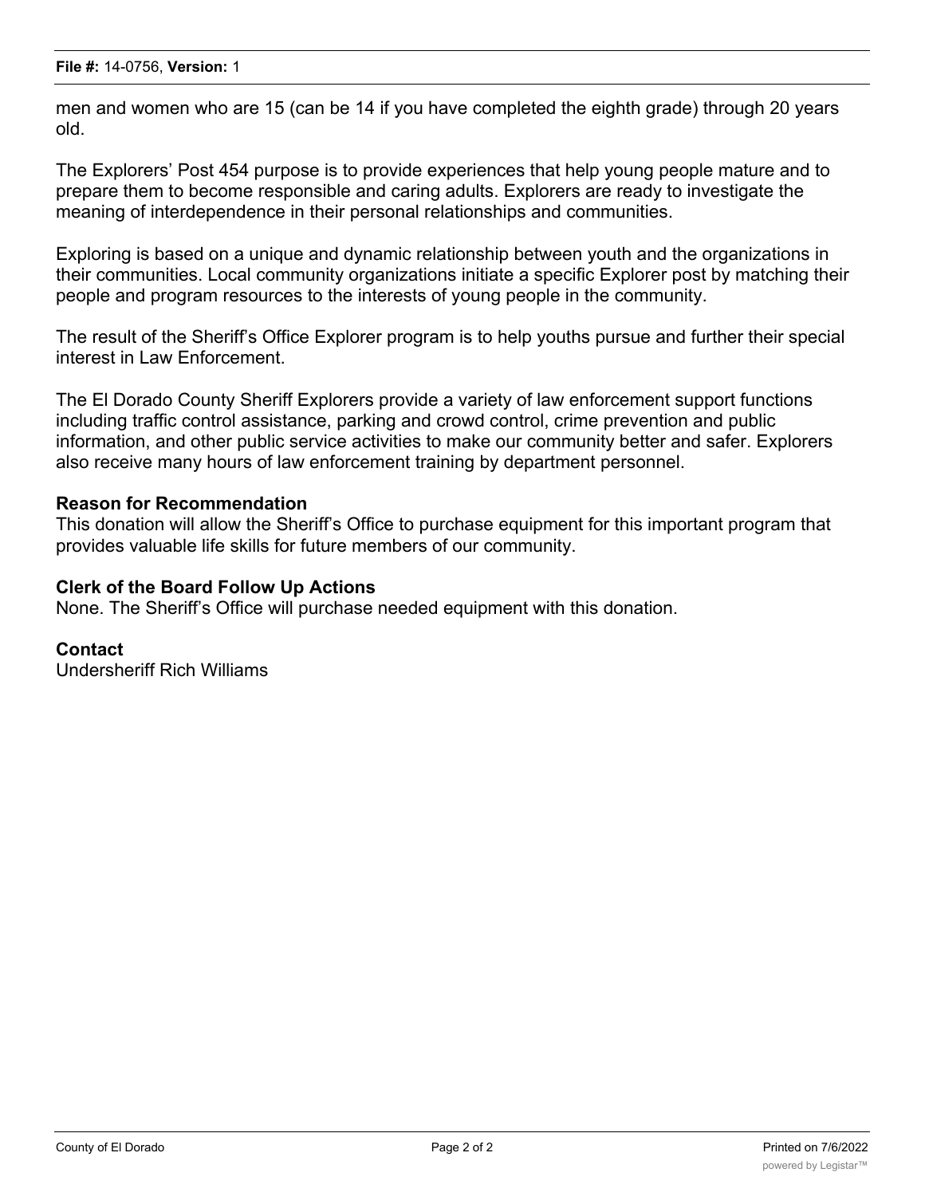men and women who are 15 (can be 14 if you have completed the eighth grade) through 20 years old.

The Explorers' Post 454 purpose is to provide experiences that help young people mature and to prepare them to become responsible and caring adults. Explorers are ready to investigate the meaning of interdependence in their personal relationships and communities.

Exploring is based on a unique and dynamic relationship between youth and the organizations in their communities. Local community organizations initiate a specific Explorer post by matching their people and program resources to the interests of young people in the community.

The result of the Sheriff's Office Explorer program is to help youths pursue and further their special interest in Law Enforcement.

The El Dorado County Sheriff Explorers provide a variety of law enforcement support functions including traffic control assistance, parking and crowd control, crime prevention and public information, and other public service activities to make our community better and safer. Explorers also receive many hours of law enforcement training by department personnel.

**Reason for Recommendation**
This donation will allow the Sheriff's Office to purchase equipment for this important program that provides valuable life skills for future members of our community.

**Clerk of the Board Follow Up Actions**
None. The Sheriff's Office will purchase needed equipment with this donation.

**Contact**
Undersheriff Rich Williams